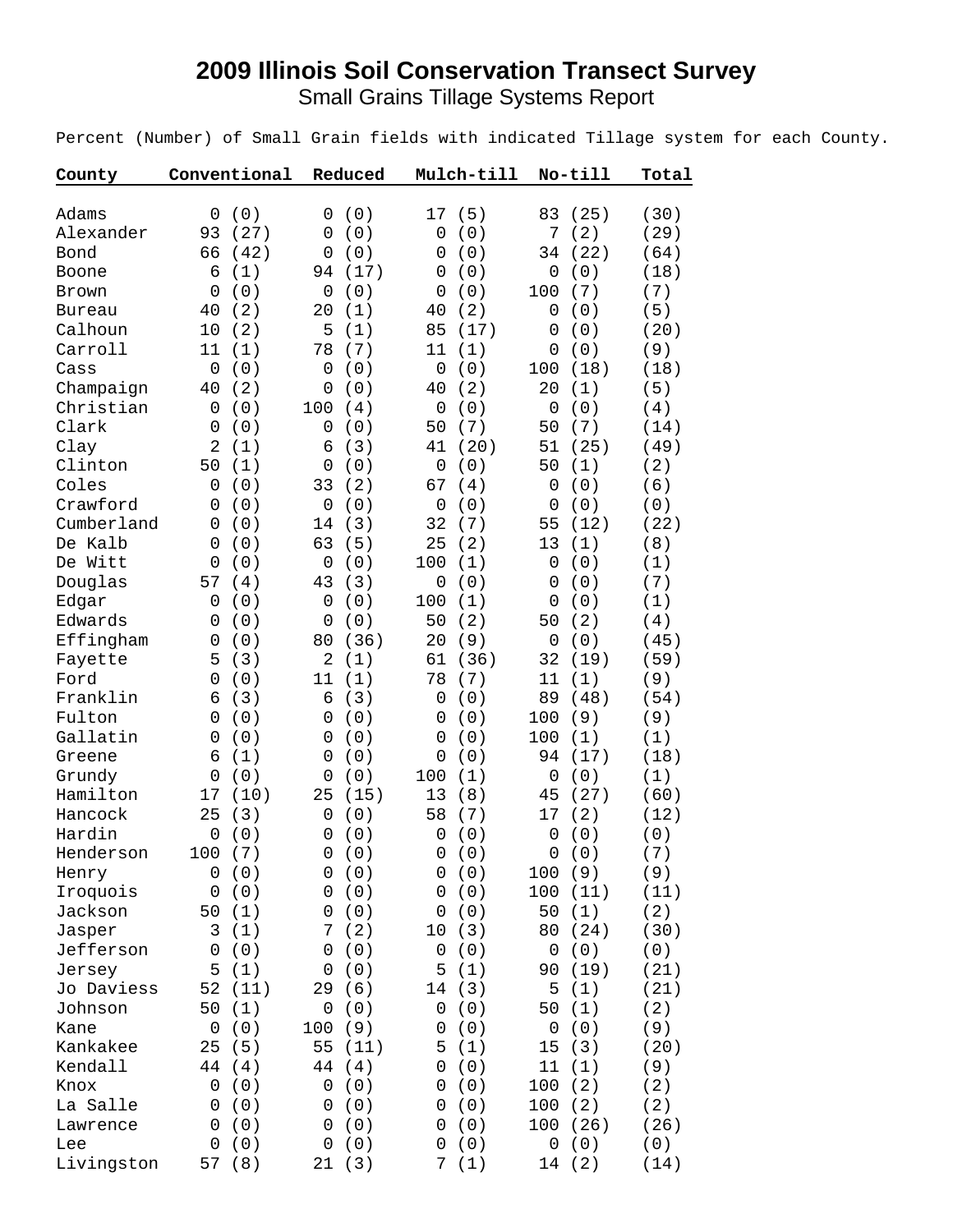# 2009 Illinois Soil Conservation Transect Survey

Small Grains Tillage Systems Report

Percent (Number) of Small Grain fields with indicated Tillage system for each County.

| County | Conventional | Reduced | Mulch-till | No-till | Total |
|---|---|---|---|---|---|
| Adams | 0 (0) | 0 (0) | 17 (5) | 83 (25) | (30) |
| Alexander | 93 (27) | 0 (0) | 0 (0) | 7 (2) | (29) |
| Bond | 66 (42) | 0 (0) | 0 (0) | 34 (22) | (64) |
| Boone | 6 (1) | 94 (17) | 0 (0) | 0 (0) | (18) |
| Brown | 0 (0) | 0 (0) | 0 (0) | 100 (7) | (7) |
| Bureau | 40 (2) | 20 (1) | 40 (2) | 0 (0) | (5) |
| Calhoun | 10 (2) | 5 (1) | 85 (17) | 0 (0) | (20) |
| Carroll | 11 (1) | 78 (7) | 11 (1) | 0 (0) | (9) |
| Cass | 0 (0) | 0 (0) | 0 (0) | 100 (18) | (18) |
| Champaign | 40 (2) | 0 (0) | 40 (2) | 20 (1) | (5) |
| Christian | 0 (0) | 100 (4) | 0 (0) | 0 (0) | (4) |
| Clark | 0 (0) | 0 (0) | 50 (7) | 50 (7) | (14) |
| Clay | 2 (1) | 6 (3) | 41 (20) | 51 (25) | (49) |
| Clinton | 50 (1) | 0 (0) | 0 (0) | 50 (1) | (2) |
| Coles | 0 (0) | 33 (2) | 67 (4) | 0 (0) | (6) |
| Crawford | 0 (0) | 0 (0) | 0 (0) | 0 (0) | (0) |
| Cumberland | 0 (0) | 14 (3) | 32 (7) | 55 (12) | (22) |
| De Kalb | 0 (0) | 63 (5) | 25 (2) | 13 (1) | (8) |
| De Witt | 0 (0) | 0 (0) | 100 (1) | 0 (0) | (1) |
| Douglas | 57 (4) | 43 (3) | 0 (0) | 0 (0) | (7) |
| Edgar | 0 (0) | 0 (0) | 100 (1) | 0 (0) | (1) |
| Edwards | 0 (0) | 0 (0) | 50 (2) | 50 (2) | (4) |
| Effingham | 0 (0) | 80 (36) | 20 (9) | 0 (0) | (45) |
| Fayette | 5 (3) | 2 (1) | 61 (36) | 32 (19) | (59) |
| Ford | 0 (0) | 11 (1) | 78 (7) | 11 (1) | (9) |
| Franklin | 6 (3) | 6 (3) | 0 (0) | 89 (48) | (54) |
| Fulton | 0 (0) | 0 (0) | 0 (0) | 100 (9) | (9) |
| Gallatin | 0 (0) | 0 (0) | 0 (0) | 100 (1) | (1) |
| Greene | 6 (1) | 0 (0) | 0 (0) | 94 (17) | (18) |
| Grundy | 0 (0) | 0 (0) | 100 (1) | 0 (0) | (1) |
| Hamilton | 17 (10) | 25 (15) | 13 (8) | 45 (27) | (60) |
| Hancock | 25 (3) | 0 (0) | 58 (7) | 17 (2) | (12) |
| Hardin | 0 (0) | 0 (0) | 0 (0) | 0 (0) | (0) |
| Henderson | 100 (7) | 0 (0) | 0 (0) | 0 (0) | (7) |
| Henry | 0 (0) | 0 (0) | 0 (0) | 100 (9) | (9) |
| Iroquois | 0 (0) | 0 (0) | 0 (0) | 100 (11) | (11) |
| Jackson | 50 (1) | 0 (0) | 0 (0) | 50 (1) | (2) |
| Jasper | 3 (1) | 7 (2) | 10 (3) | 80 (24) | (30) |
| Jefferson | 0 (0) | 0 (0) | 0 (0) | 0 (0) | (0) |
| Jersey | 5 (1) | 0 (0) | 5 (1) | 90 (19) | (21) |
| Jo Daviess | 52 (11) | 29 (6) | 14 (3) | 5 (1) | (21) |
| Johnson | 50 (1) | 0 (0) | 0 (0) | 50 (1) | (2) |
| Kane | 0 (0) | 100 (9) | 0 (0) | 0 (0) | (9) |
| Kankakee | 25 (5) | 55 (11) | 5 (1) | 15 (3) | (20) |
| Kendall | 44 (4) | 44 (4) | 0 (0) | 11 (1) | (9) |
| Knox | 0 (0) | 0 (0) | 0 (0) | 100 (2) | (2) |
| La Salle | 0 (0) | 0 (0) | 0 (0) | 100 (2) | (2) |
| Lawrence | 0 (0) | 0 (0) | 0 (0) | 100 (26) | (26) |
| Lee | 0 (0) | 0 (0) | 0 (0) | 0 (0) | (0) |
| Livingston | 57 (8) | 21 (3) | 7 (1) | 14 (2) | (14) |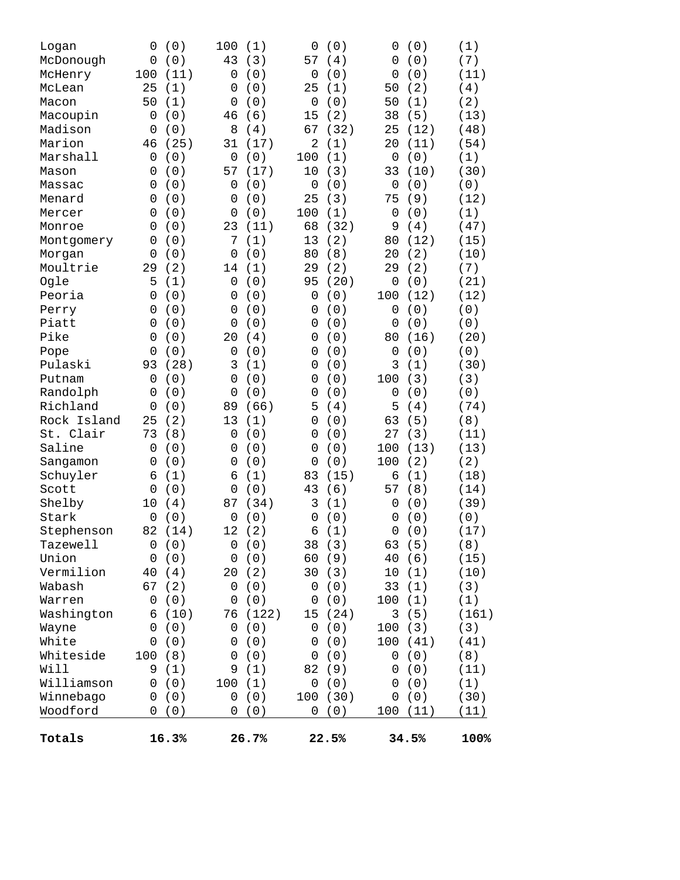| | | | | | |
|---|---|---|---|---|---|
| Logan | 0 (0) | 100 (1) | 0 (0) | 0 (0) | (1) |
| McDonough | 0 (0) | 43 (3) | 57 (4) | 0 (0) | (7) |
| McHenry | 100 (11) | 0 (0) | 0 (0) | 0 (0) | (11) |
| McLean | 25 (1) | 0 (0) | 25 (1) | 50 (2) | (4) |
| Macon | 50 (1) | 0 (0) | 0 (0) | 50 (1) | (2) |
| Macoupin | 0 (0) | 46 (6) | 15 (2) | 38 (5) | (13) |
| Madison | 0 (0) | 8 (4) | 67 (32) | 25 (12) | (48) |
| Marion | 46 (25) | 31 (17) | 2 (1) | 20 (11) | (54) |
| Marshall | 0 (0) | 0 (0) | 100 (1) | 0 (0) | (1) |
| Mason | 0 (0) | 57 (17) | 10 (3) | 33 (10) | (30) |
| Massac | 0 (0) | 0 (0) | 0 (0) | 0 (0) | (0) |
| Menard | 0 (0) | 0 (0) | 25 (3) | 75 (9) | (12) |
| Mercer | 0 (0) | 0 (0) | 100 (1) | 0 (0) | (1) |
| Monroe | 0 (0) | 23 (11) | 68 (32) | 9 (4) | (47) |
| Montgomery | 0 (0) | 7 (1) | 13 (2) | 80 (12) | (15) |
| Morgan | 0 (0) | 0 (0) | 80 (8) | 20 (2) | (10) |
| Moultrie | 29 (2) | 14 (1) | 29 (2) | 29 (2) | (7) |
| Ogle | 5 (1) | 0 (0) | 95 (20) | 0 (0) | (21) |
| Peoria | 0 (0) | 0 (0) | 0 (0) | 100 (12) | (12) |
| Perry | 0 (0) | 0 (0) | 0 (0) | 0 (0) | (0) |
| Piatt | 0 (0) | 0 (0) | 0 (0) | 0 (0) | (0) |
| Pike | 0 (0) | 20 (4) | 0 (0) | 80 (16) | (20) |
| Pope | 0 (0) | 0 (0) | 0 (0) | 0 (0) | (0) |
| Pulaski | 93 (28) | 3 (1) | 0 (0) | 3 (1) | (30) |
| Putnam | 0 (0) | 0 (0) | 0 (0) | 100 (3) | (3) |
| Randolph | 0 (0) | 0 (0) | 0 (0) | 0 (0) | (0) |
| Richland | 0 (0) | 89 (66) | 5 (4) | 5 (4) | (74) |
| Rock Island | 25 (2) | 13 (1) | 0 (0) | 63 (5) | (8) |
| St. Clair | 73 (8) | 0 (0) | 0 (0) | 27 (3) | (11) |
| Saline | 0 (0) | 0 (0) | 0 (0) | 100 (13) | (13) |
| Sangamon | 0 (0) | 0 (0) | 0 (0) | 100 (2) | (2) |
| Schuyler | 6 (1) | 6 (1) | 83 (15) | 6 (1) | (18) |
| Scott | 0 (0) | 0 (0) | 43 (6) | 57 (8) | (14) |
| Shelby | 10 (4) | 87 (34) | 3 (1) | 0 (0) | (39) |
| Stark | 0 (0) | 0 (0) | 0 (0) | 0 (0) | (0) |
| Stephenson | 82 (14) | 12 (2) | 6 (1) | 0 (0) | (17) |
| Tazewell | 0 (0) | 0 (0) | 38 (3) | 63 (5) | (8) |
| Union | 0 (0) | 0 (0) | 60 (9) | 40 (6) | (15) |
| Vermilion | 40 (4) | 20 (2) | 30 (3) | 10 (1) | (10) |
| Wabash | 67 (2) | 0 (0) | 0 (0) | 33 (1) | (3) |
| Warren | 0 (0) | 0 (0) | 0 (0) | 100 (1) | (1) |
| Washington | 6 (10) | 76 (122) | 15 (24) | 3 (5) | (161) |
| Wayne | 0 (0) | 0 (0) | 0 (0) | 100 (3) | (3) |
| White | 0 (0) | 0 (0) | 0 (0) | 100 (41) | (41) |
| Whiteside | 100 (8) | 0 (0) | 0 (0) | 0 (0) | (8) |
| Will | 9 (1) | 9 (1) | 82 (9) | 0 (0) | (11) |
| Williamson | 0 (0) | 100 (1) | 0 (0) | 0 (0) | (1) |
| Winnebago | 0 (0) | 0 (0) | 100 (30) | 0 (0) | (30) |
| Woodford | 0 (0) | 0 (0) | 0 (0) | 100 (11) | (11) |
| **Totals** | **16.3%** | **26.7%** | **22.5%** | **34.5%** | **100%** |